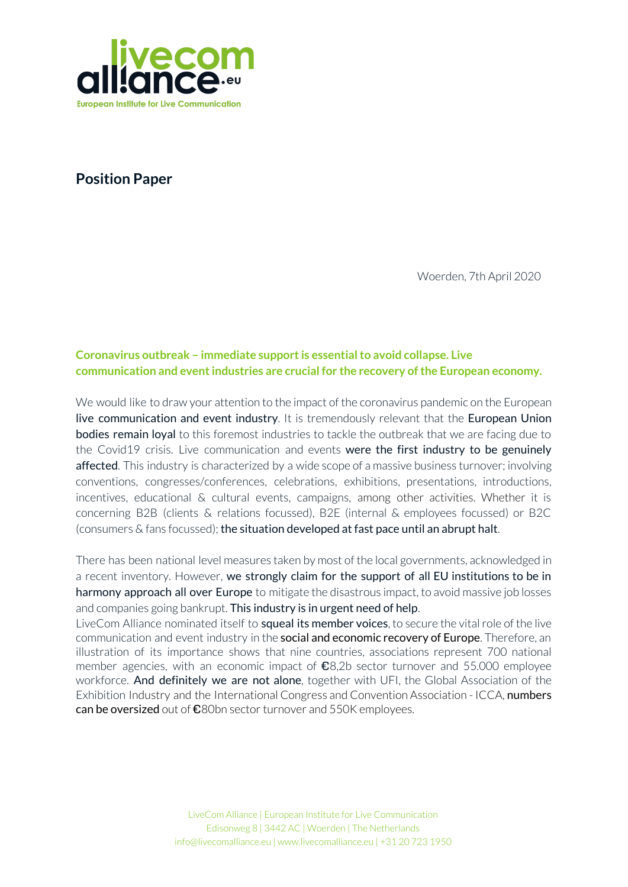# Position Paper

Woerden, 7th April 2020

**Coronavirus outbreak – immediate support is essential to avoid collapse. Live communication and event industries are crucial for the recovery of the European economy.**

We would like to draw your attention to the impact of the coronavirus pandemic on the European live communication and event industry. It is tremendously relevant that the European Union bodies remain loyal to this foremost industries to tackle the outbreak that we are facing due to the Covid19 crisis. Live communication and events were the first industry to be genuinely affected. This industry is characterized by a wide scope of a massive business turnover; involving conventions, congresses/conferences, celebrations, exhibitions, presentations, introductions, incentives, educational & cultural events, campaigns, among other activities. Whether it is concerning B2B (clients & relations focussed), B2E (internal & employees focussed) or B2C (consumers & fans focussed); the situation developed at fast pace until an abrupt halt.

There has been national level measures taken by most of the local governments, acknowledged in a recent inventory. However, we strongly claim for the support of all EU institutions to be in harmony approach all over Europe to mitigate the disastrous impact, to avoid massive job losses and companies going bankrupt. This industry is in urgent need of help.
LiveCom Alliance nominated itself to squeal its member voices, to secure the vital role of the live communication and event industry in the social and economic recovery of Europe. Therefore, an illustration of its importance shows that nine countries, associations represent 700 national member agencies, with an economic impact of €8,2b sector turnover and 55.000 employee workforce. And definitely we are not alone, together with UFI, the Global Association of the Exhibition Industry and the International Congress and Convention Association - ICCA, numbers can be oversized out of €80bn sector turnover and 550K employees.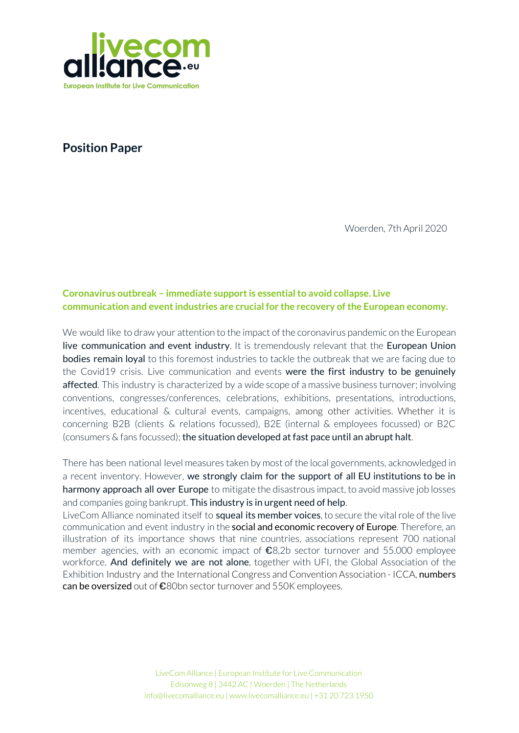# Position Paper

Woerden, 7th April 2020

**Coronavirus outbreak – immediate support is essential to avoid collapse. Live communication and event industries are crucial for the recovery of the European economy.**

We would like to draw your attention to the impact of the coronavirus pandemic on the European live communication and event industry. It is tremendously relevant that the European Union bodies remain loyal to this foremost industries to tackle the outbreak that we are facing due to the Covid19 crisis. Live communication and events were the first industry to be genuinely affected. This industry is characterized by a wide scope of a massive business turnover; involving conventions, congresses/conferences, celebrations, exhibitions, presentations, introductions, incentives, educational & cultural events, campaigns, among other activities. Whether it is concerning B2B (clients & relations focussed), B2E (internal & employees focussed) or B2C (consumers & fans focussed); the situation developed at fast pace until an abrupt halt.

There has been national level measures taken by most of the local governments, acknowledged in a recent inventory. However, we strongly claim for the support of all EU institutions to be in harmony approach all over Europe to mitigate the disastrous impact, to avoid massive job losses and companies going bankrupt. This industry is in urgent need of help.
LiveCom Alliance nominated itself to squeal its member voices, to secure the vital role of the live communication and event industry in the social and economic recovery of Europe. Therefore, an illustration of its importance shows that nine countries, associations represent 700 national member agencies, with an economic impact of €8,2b sector turnover and 55.000 employee workforce. And definitely we are not alone, together with UFI, the Global Association of the Exhibition Industry and the International Congress and Convention Association - ICCA, numbers can be oversized out of €80bn sector turnover and 550K employees.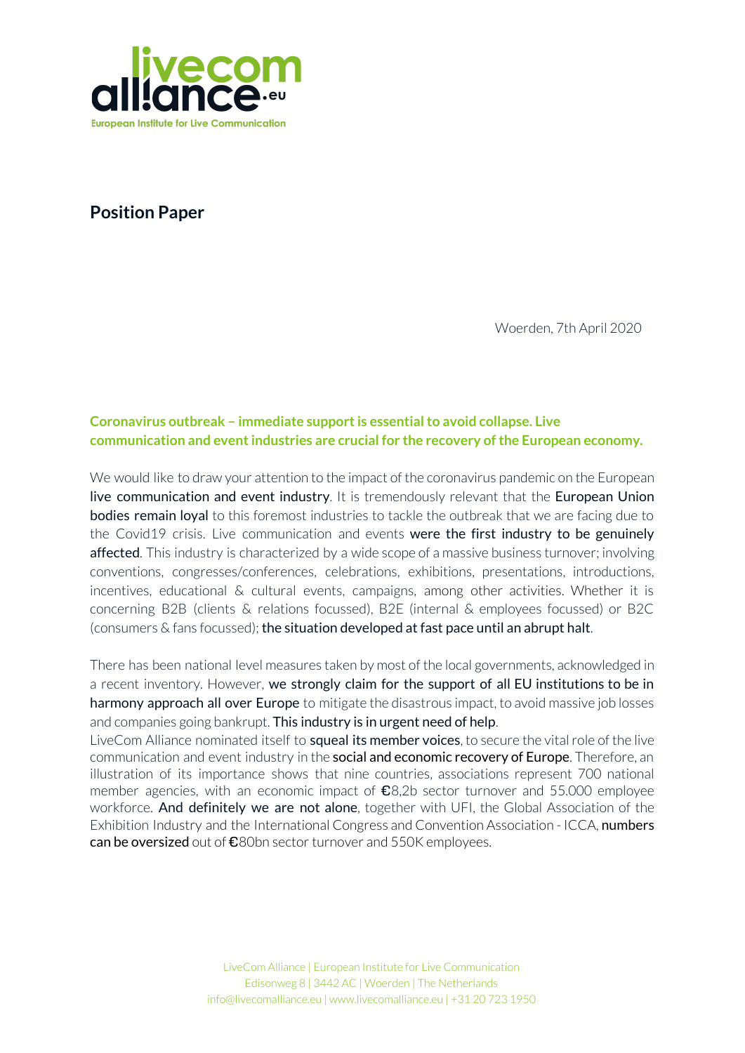## Position Paper

Woerden, 7th April 2020

**Coronavirus outbreak – immediate support is essential to avoid collapse. Live communication and event industries are crucial for the recovery of the European economy.**

We would like to draw your attention to the impact of the coronavirus pandemic on the European live communication and event industry. It is tremendously relevant that the European Union bodies remain loyal to this foremost industries to tackle the outbreak that we are facing due to the Covid19 crisis. Live communication and events were the first industry to be genuinely affected. This industry is characterized by a wide scope of a massive business turnover; involving conventions, congresses/conferences, celebrations, exhibitions, presentations, introductions, incentives, educational & cultural events, campaigns, among other activities. Whether it is concerning B2B (clients & relations focussed), B2E (internal & employees focussed) or B2C (consumers & fans focussed); the situation developed at fast pace until an abrupt halt.

There has been national level measures taken by most of the local governments, acknowledged in a recent inventory. However, we strongly claim for the support of all EU institutions to be in harmony approach all over Europe to mitigate the disastrous impact, to avoid massive job losses and companies going bankrupt. This industry is in urgent need of help.
LiveCom Alliance nominated itself to squeal its member voices, to secure the vital role of the live communication and event industry in the social and economic recovery of Europe. Therefore, an illustration of its importance shows that nine countries, associations represent 700 national member agencies, with an economic impact of €8,2b sector turnover and 55.000 employee workforce. And definitely we are not alone, together with UFI, the Global Association of the Exhibition Industry and the International Congress and Convention Association - ICCA, numbers can be oversized out of €80bn sector turnover and 550K employees.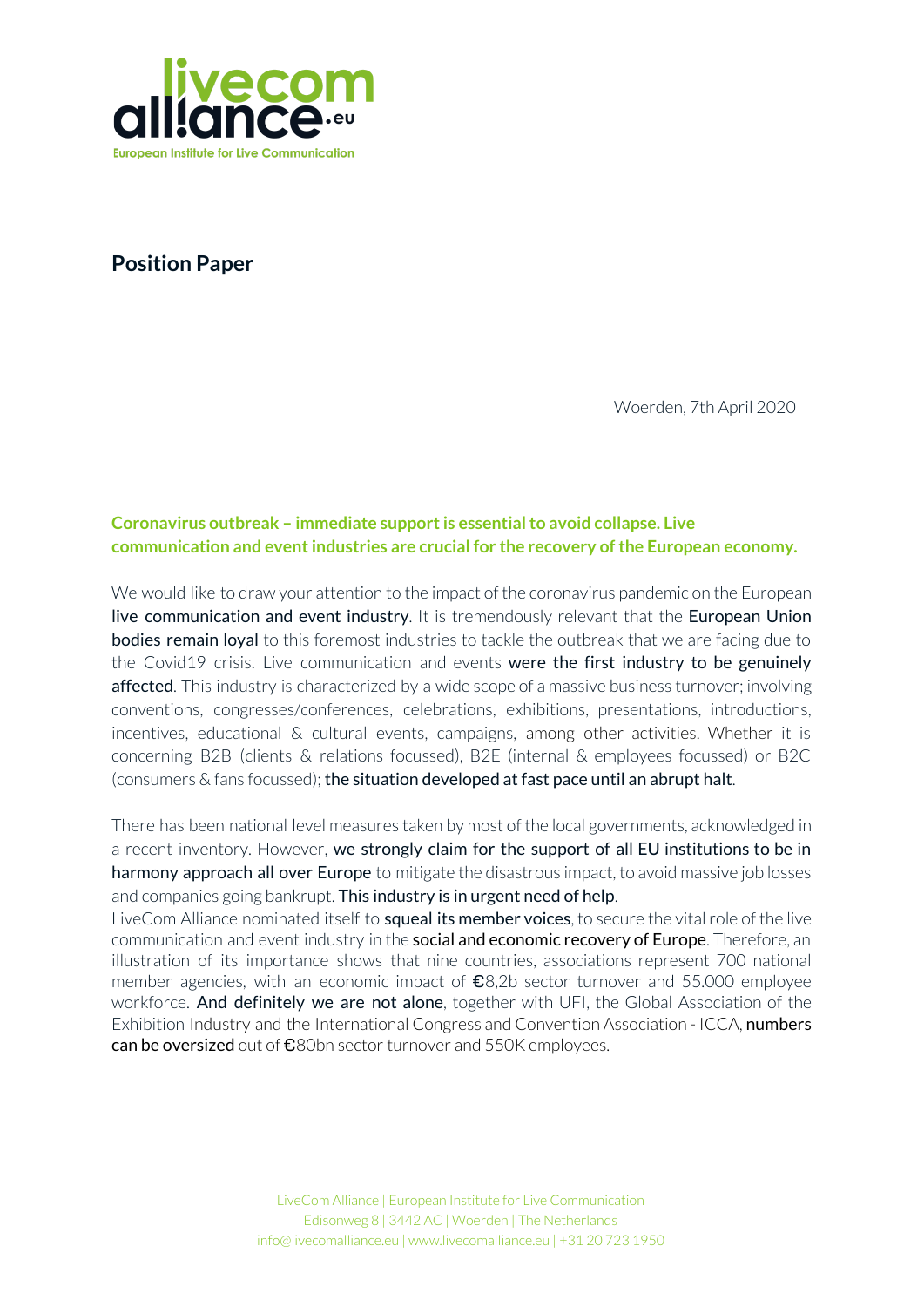# Position Paper

Woerden, 7th April 2020

**Coronavirus outbreak – immediate support is essential to avoid collapse. Live communication and event industries are crucial for the recovery of the European economy.**

We would like to draw your attention to the impact of the coronavirus pandemic on the European live communication and event industry. It is tremendously relevant that the European Union bodies remain loyal to this foremost industries to tackle the outbreak that we are facing due to the Covid19 crisis. Live communication and events were the first industry to be genuinely affected. This industry is characterized by a wide scope of a massive business turnover; involving conventions, congresses/conferences, celebrations, exhibitions, presentations, introductions, incentives, educational & cultural events, campaigns, among other activities. Whether it is concerning B2B (clients & relations focussed), B2E (internal & employees focussed) or B2C (consumers & fans focussed); the situation developed at fast pace until an abrupt halt.

There has been national level measures taken by most of the local governments, acknowledged in a recent inventory. However, we strongly claim for the support of all EU institutions to be in harmony approach all over Europe to mitigate the disastrous impact, to avoid massive job losses and companies going bankrupt. This industry is in urgent need of help.

LiveCom Alliance nominated itself to squeal its member voices, to secure the vital role of the live communication and event industry in the social and economic recovery of Europe. Therefore, an illustration of its importance shows that nine countries, associations represent 700 national member agencies, with an economic impact of €8,2b sector turnover and 55.000 employee workforce. And definitely we are not alone, together with UFI, the Global Association of the Exhibition Industry and the International Congress and Convention Association - ICCA, numbers can be oversized out of €80bn sector turnover and 550K employees.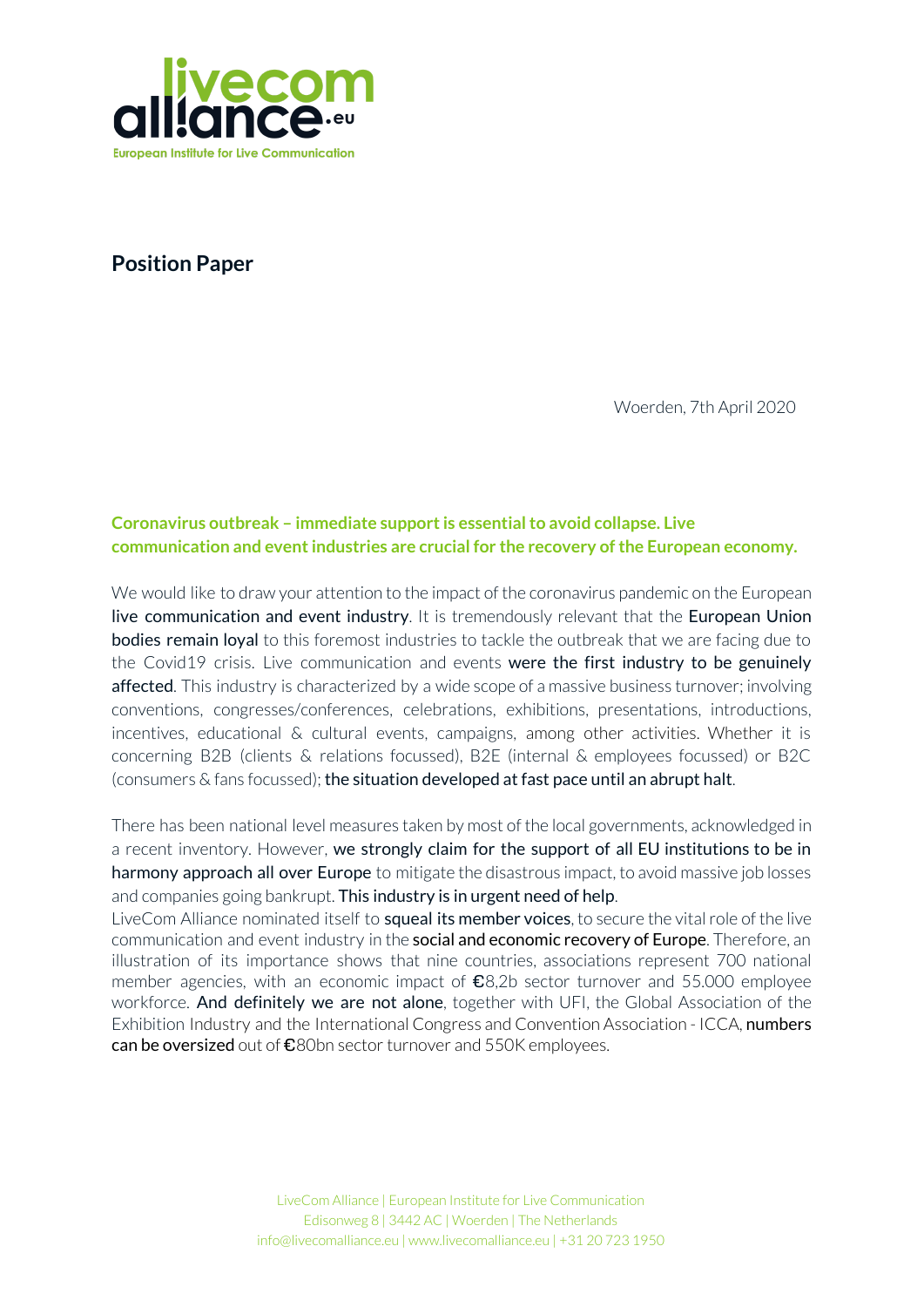# Position Paper

Woerden, 7th April 2020

**Coronavirus outbreak – immediate support is essential to avoid collapse. Live communication and event industries are crucial for the recovery of the European economy.**

We would like to draw your attention to the impact of the coronavirus pandemic on the European live communication and event industry. It is tremendously relevant that the European Union bodies remain loyal to this foremost industries to tackle the outbreak that we are facing due to the Covid19 crisis. Live communication and events were the first industry to be genuinely affected. This industry is characterized by a wide scope of a massive business turnover; involving conventions, congresses/conferences, celebrations, exhibitions, presentations, introductions, incentives, educational & cultural events, campaigns, among other activities. Whether it is concerning B2B (clients & relations focussed), B2E (internal & employees focussed) or B2C (consumers & fans focussed); the situation developed at fast pace until an abrupt halt.

There has been national level measures taken by most of the local governments, acknowledged in a recent inventory. However, we strongly claim for the support of all EU institutions to be in harmony approach all over Europe to mitigate the disastrous impact, to avoid massive job losses and companies going bankrupt. This industry is in urgent need of help.
LiveCom Alliance nominated itself to squeal its member voices, to secure the vital role of the live communication and event industry in the social and economic recovery of Europe. Therefore, an illustration of its importance shows that nine countries, associations represent 700 national member agencies, with an economic impact of €8,2b sector turnover and 55.000 employee workforce. And definitely we are not alone, together with UFI, the Global Association of the Exhibition Industry and the International Congress and Convention Association - ICCA, numbers can be oversized out of €80bn sector turnover and 550K employees.